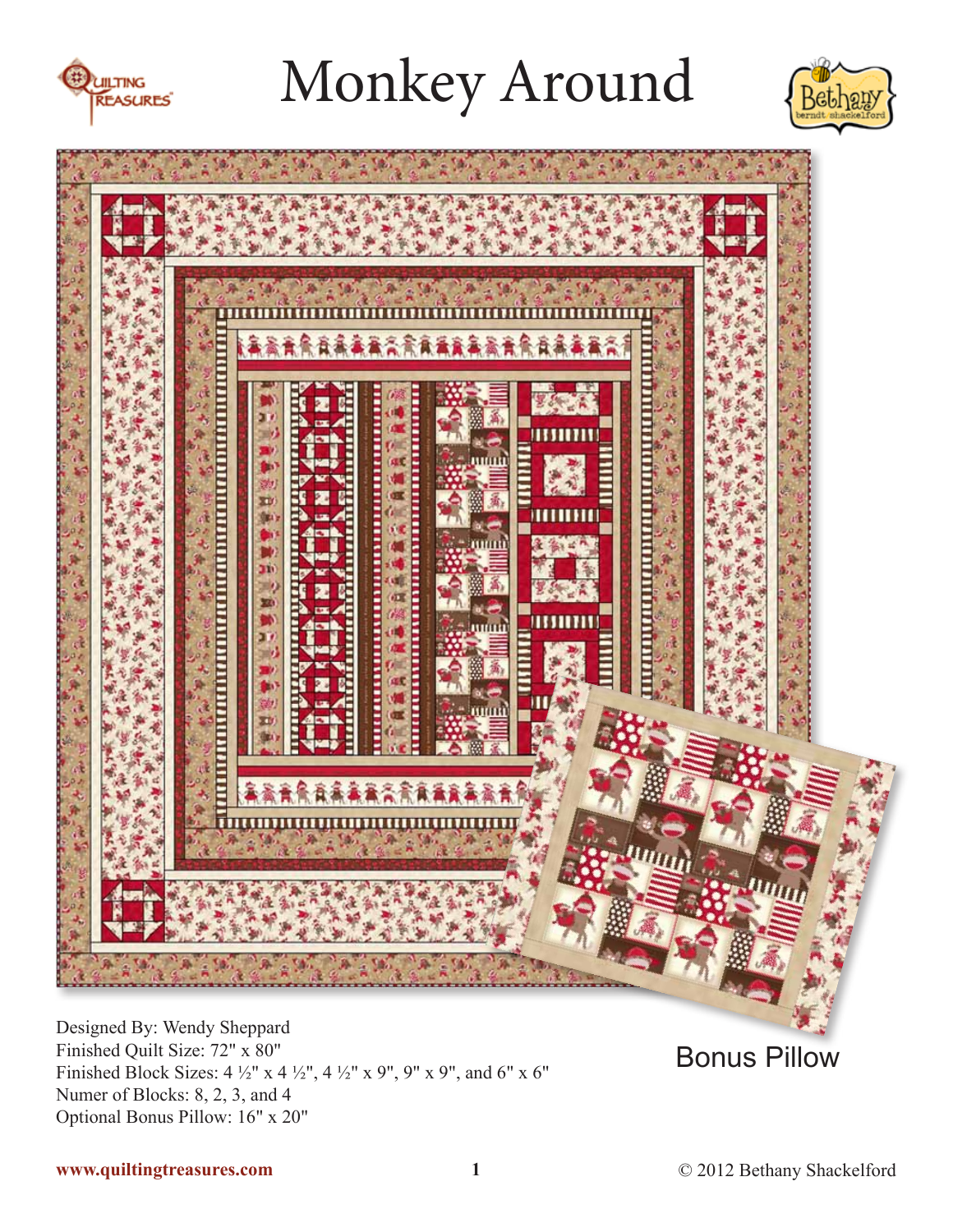# Monkey Around

Bonus Pillow

Designed By: Wendy Sheppard
Finished Quilt Size: 72" x 80"
Finished Block Sizes: 4 ½" x 4 ½", 4 ½" x 9", 9" x 9", and 6" x 6"
Numer of Blocks: 8, 2, 3, and 4
Optional Bonus Pillow: 16" x 20"

www.quiltingtreasures.com

© 2012 Bethany Shackelford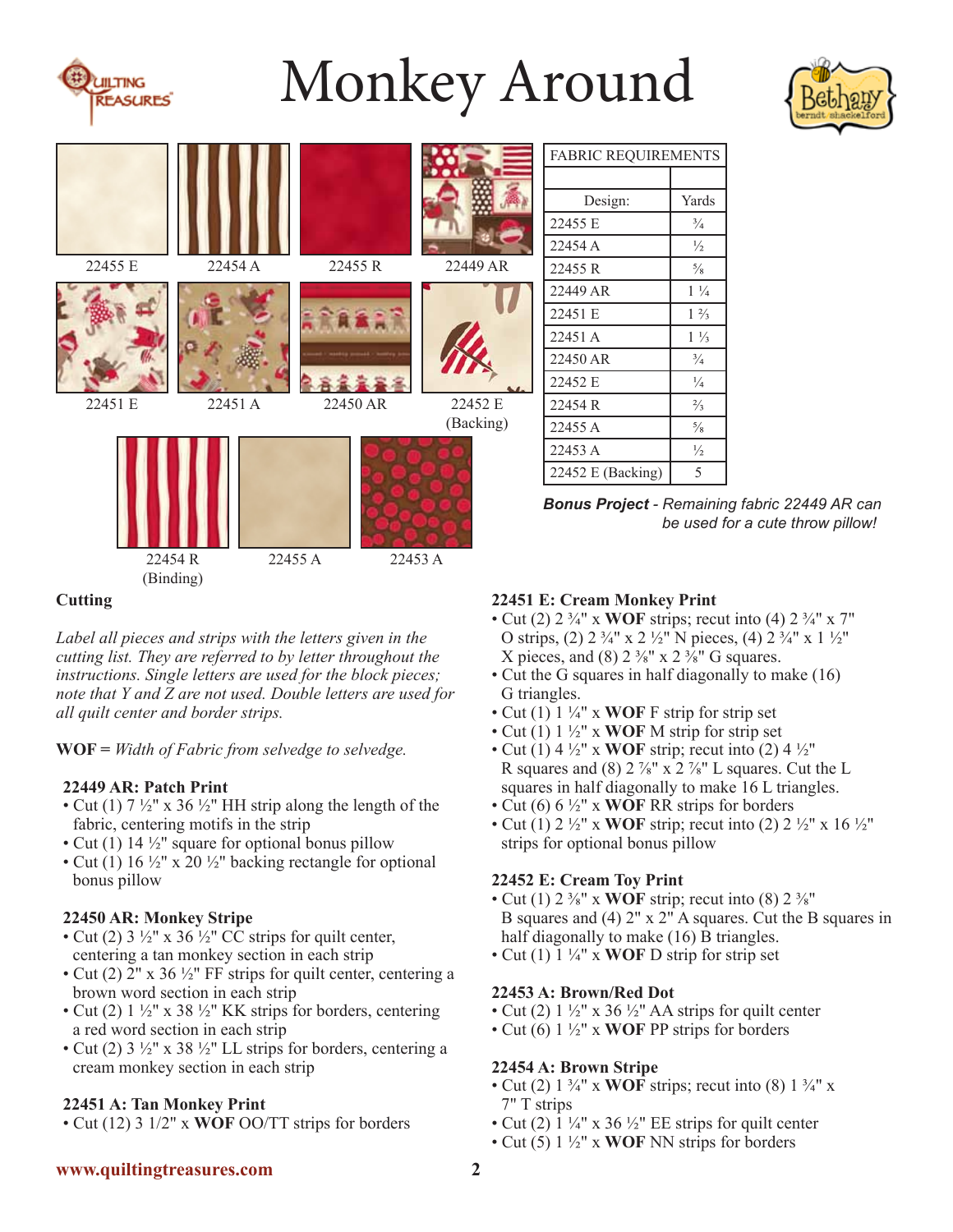# Monkey Around

22455 E | 22454 A | 22455 R | 22449 AR

22451 E | 22451 A | 22450 AR | 22452 E (Backing)

22454 R (Binding) | 22455 A | 22453 A

| FABRIC REQUIREMENTS | |
|---|---|
| | |
| Design: | Yards |
| 22455 E | ¾ |
| 22454 A | ½ |
| 22455 R | ⅝ |
| 22449 AR | 1 ¼ |
| 22451 E | 1 ⅔ |
| 22451 A | 1 ⅓ |
| 22450 AR | ¾ |
| 22452 E | ¼ |
| 22454 R | ⅔ |
| 22455 A | ⅝ |
| 22453 A | ½ |
| 22452 E (Backing) | 5 |

***Bonus Project** - Remaining fabric 22449 AR can be used for a cute throw pillow!*

## Cutting

*Label all pieces and strips with the letters given in the cutting list. They are referred to by letter throughout the instructions. Single letters are used for the block pieces; note that Y and Z are not used. Double letters are used for all quilt center and border strips.*

**WOF =** *Width of Fabric from selvedge to selvedge.*

### 22449 AR: Patch Print

- Cut (1) 7 ½" x 36 ½" HH strip along the length of the fabric, centering motifs in the strip
- Cut (1) 14 ½" square for optional bonus pillow
- Cut (1) 16 ½" x 20 ½" backing rectangle for optional bonus pillow

### 22450 AR: Monkey Stripe

- Cut (2) 3 ½" x 36 ½" CC strips for quilt center, centering a tan monkey section in each strip
- Cut (2) 2" x 36 ½" FF strips for quilt center, centering a brown word section in each strip
- Cut (2) 1 ½" x 38 ½" KK strips for borders, centering a red word section in each strip
- Cut (2) 3 ½" x 38 ½" LL strips for borders, centering a cream monkey section in each strip

### 22451 A: Tan Monkey Print

- Cut (12) 3 1/2" x **WOF** OO/TT strips for borders

### 22451 E: Cream Monkey Print

- Cut (2) 2 ¾" x **WOF** strips; recut into (4) 2 ¾" x 7" O strips, (2) 2 ¾" x 2 ½" N pieces, (4) 2 ¾" x 1 ½" X pieces, and (8) 2 ⅜" x 2 ⅜" G squares.
- Cut the G squares in half diagonally to make (16) G triangles.
- Cut (1) 1 ¼" x **WOF** F strip for strip set
- Cut (1) 1 ½" x **WOF** M strip for strip set
- Cut (1) 4 ½" x **WOF** strip; recut into (2) 4 ½" R squares and (8) 2 ⅞" x 2 ⅞" L squares. Cut the L squares in half diagonally to make 16 L triangles.
- Cut (6) 6 ½" x **WOF** RR strips for borders
- Cut (1) 2 ½" x **WOF** strip; recut into (2) 2 ½" x 16 ½" strips for optional bonus pillow

### 22452 E: Cream Toy Print

- Cut (1) 2 ⅜" x **WOF** strip; recut into (8) 2 ⅜" B squares and (4) 2" x 2" A squares. Cut the B squares in half diagonally to make (16) B triangles.
- Cut (1) 1 ¼" x **WOF** D strip for strip set

### 22453 A: Brown/Red Dot

- Cut (2) 1 ½" x 36 ½" AA strips for quilt center
- Cut (6) 1 ½" x **WOF** PP strips for borders

### 22454 A: Brown Stripe

- Cut (2) 1 ¾" x **WOF** strips; recut into (8) 1 ¾" x 7" T strips
- Cut (2) 1 ¼" x 36 ½" EE strips for quilt center
- Cut (5) 1 ½" x **WOF** NN strips for borders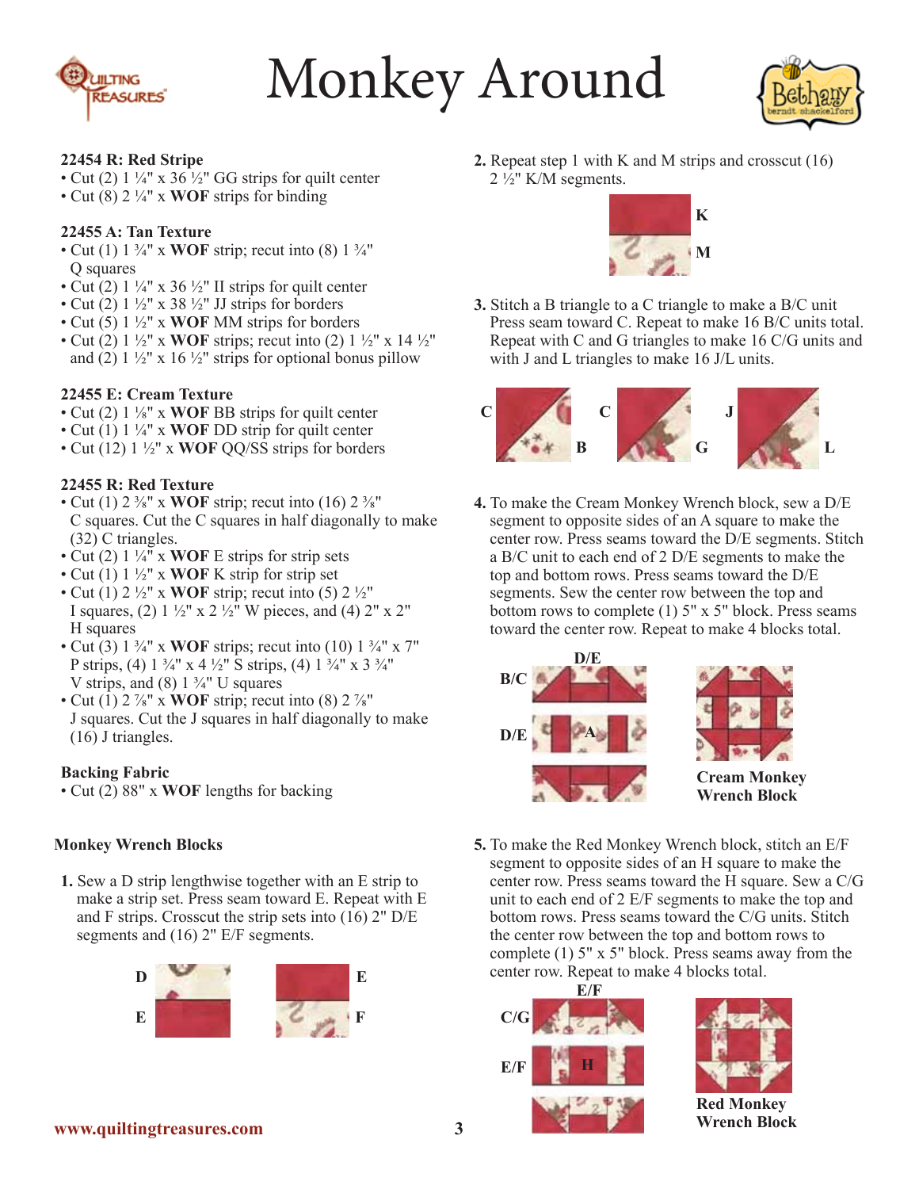# Monkey Around

**22454 R: Red Stripe**

- Cut (2) 1 ¼" x 36 ½" GG strips for quilt center
- Cut (8) 2 ¼" x **WOF** strips for binding

**22455 A: Tan Texture**

- Cut (1) 1 ¾" x **WOF** strip; recut into (8) 1 ¾" Q squares
- Cut (2) 1 ¼" x 36 ½" II strips for quilt center
- Cut (2) 1 ½" x 38 ½" JJ strips for borders
- Cut (5) 1 ½" x **WOF** MM strips for borders
- Cut (2) 1 ½" x **WOF** strips; recut into (2) 1 ½" x 14 ½" and (2) 1 ½" x 16 ½" strips for optional bonus pillow

**22455 E: Cream Texture**

- Cut (2) 1 ⅛" x **WOF** BB strips for quilt center
- Cut (1) 1 ¼" x **WOF** DD strip for quilt center
- Cut (12) 1 ½" x **WOF** QQ/SS strips for borders

**22455 R: Red Texture**

- Cut (1) 2 ⅜" x **WOF** strip; recut into (16) 2 ⅜" C squares. Cut the C squares in half diagonally to make (32) C triangles.
- Cut (2) 1 ¼" x **WOF** E strips for strip sets
- Cut (1) 1 ½" x **WOF** K strip for strip set
- Cut (1) 2 ½" x **WOF** strip; recut into (5) 2 ½" I squares, (2) 1 ½" x 2 ½" W pieces, and (4) 2" x 2" H squares
- Cut (3) 1 ¾" x **WOF** strips; recut into (10) 1 ¾" x 7" P strips, (4) 1 ¾" x 4 ½" S strips, (4) 1 ¾" x 3 ¾" V strips, and (8) 1 ¾" U squares
- Cut (1) 2 ⅞" x **WOF** strip; recut into (8) 2 ⅞" J squares. Cut the J squares in half diagonally to make (16) J triangles.

**Backing Fabric**

- Cut (2) 88" x **WOF** lengths for backing

**Monkey Wrench Blocks**

1. Sew a D strip lengthwise together with an E strip to make a strip set. Press seam toward E. Repeat with E and F strips. Crosscut the strip sets into (16) 2" D/E segments and (16) 2" E/F segments.

D E E F

2. Repeat step 1 with K and M strips and crosscut (16) 2 ½" K/M segments.

K M

3. Stitch a B triangle to a C triangle to make a B/C unit Press seam toward C. Repeat to make 16 B/C units total. Repeat with C and G triangles to make 16 C/G units and with J and L triangles to make 16 J/L units.

C B C G J L

4. To make the Cream Monkey Wrench block, sew a D/E segment to opposite sides of an A square to make the center row. Press seams toward the D/E segments. Stitch a B/C unit to each end of 2 D/E segments to make the top and bottom rows. Press seams toward the D/E segments. Sew the center row between the top and bottom rows to complete (1) 5" x 5" block. Press seams toward the center row. Repeat to make 4 blocks total.

D/E B/C D/E A

**Cream Monkey Wrench Block**

5. To make the Red Monkey Wrench block, stitch an E/F segment to opposite sides of an H square to make the center row. Press seams toward the H square. Sew a C/G unit to each end of 2 E/F segments to make the top and bottom rows. Press seams toward the C/G units. Stitch the center row between the top and bottom rows to complete (1) 5" x 5" block. Press seams away from the center row. Repeat to make 4 blocks total.

E/F C/G E/F H

**Red Monkey Wrench Block**

www.quiltingtreasures.com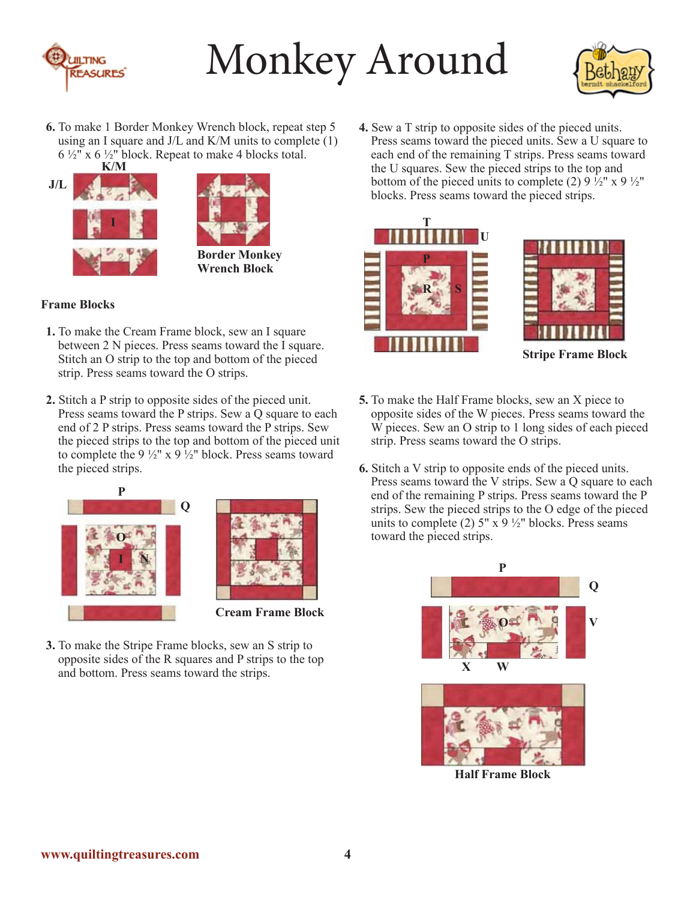# Monkey Around

6. To make 1 Border Monkey Wrench block, repeat step 5 using an I square and J/L and K/M units to complete (1) 6 ½" x 6 ½" block. Repeat to make 4 blocks total.

K/M

J/L

I

Border Monkey Wrench Block

### Frame Blocks

1. To make the Cream Frame block, sew an I square between 2 N pieces. Press seams toward the I square. Stitch an O strip to the top and bottom of the pieced strip. Press seams toward the O strips.

2. Stitch a P strip to opposite sides of the pieced unit. Press seams toward the P strips. Sew a Q square to each end of 2 P strips. Press seams toward the P strips. Sew the pieced strips to the top and bottom of the pieced unit to complete the 9 ½" x 9 ½" block. Press seams toward the pieced strips.

P Q O I N

Cream Frame Block

3. To make the Stripe Frame blocks, sew an S strip to opposite sides of the R squares and P strips to the top and bottom. Press seams toward the strips.

4. Sew a T strip to opposite sides of the pieced units. Press seams toward the pieced units. Sew a U square to each end of the remaining T strips. Press seams toward the U squares. Sew the pieced strips to the top and bottom of the pieced units to complete (2) 9 ½" x 9 ½" blocks. Press seams toward the pieced strips.

T U P R S

Stripe Frame Block

5. To make the Half Frame blocks, sew an X piece to opposite sides of the W pieces. Press seams toward the W pieces. Sew an O strip to 1 long sides of each pieced strip. Press seams toward the O strips.

6. Stitch a V strip to opposite ends of the pieced units. Press seams toward the V strips. Sew a Q square to each end of the remaining P strips. Press seams toward the P strips. Sew the pieced strips to the O edge of the pieced units to complete (2) 5" x 9 ½" blocks. Press seams toward the pieced strips.

P Q O V X W

Half Frame Block

www.quiltingtreasures.com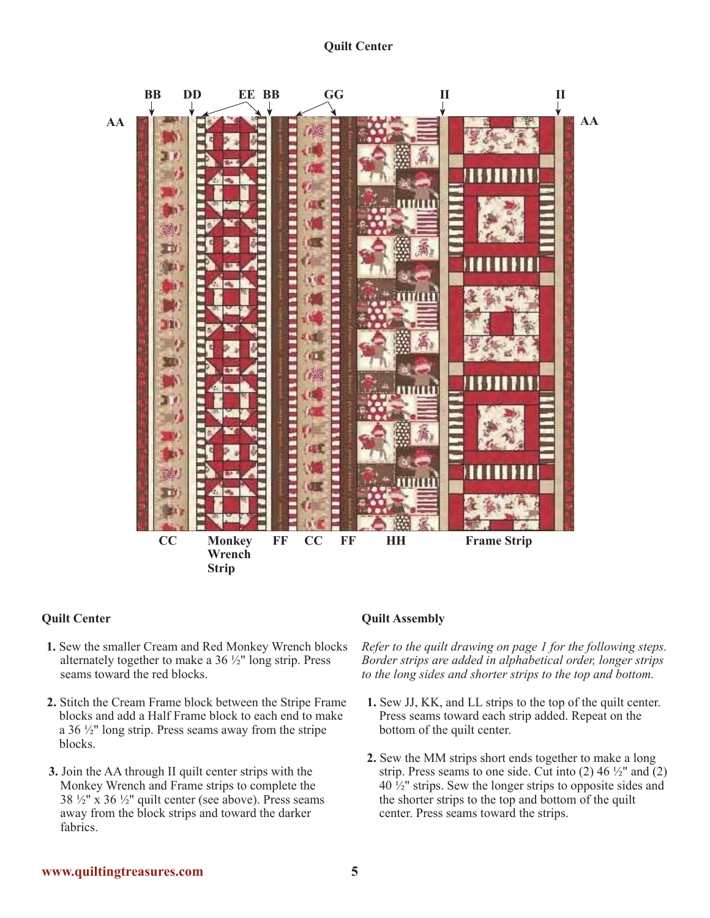## Quilt Center

BB DD EE BB GG II II

AA AA

CC Monkey Wrench Strip FF CC FF HH Frame Strip

### Quilt Center

1. Sew the smaller Cream and Red Monkey Wrench blocks alternately together to make a 36 ½" long strip. Press seams toward the red blocks.

2. Stitch the Cream Frame block between the Stripe Frame blocks and add a Half Frame block to each end to make a 36 ½" long strip. Press seams away from the stripe blocks.

3. Join the AA through II quilt center strips with the Monkey Wrench and Frame strips to complete the 38 ½" x 36 ½" quilt center (see above). Press seams away from the block strips and toward the darker fabrics.

### Quilt Assembly

*Refer to the quilt drawing on page 1 for the following steps. Border strips are added in alphabetical order, longer strips to the long sides and shorter strips to the top and bottom.*

1. Sew JJ, KK, and LL strips to the top of the quilt center. Press seams toward each strip added. Repeat on the bottom of the quilt center.

2. Sew the MM strips short ends together to make a long strip. Press seams to one side. Cut into (2) 46 ½" and (2) 40 ½" strips. Sew the longer strips to opposite sides and the shorter strips to the top and bottom of the quilt center. Press seams toward the strips.

www.quiltingtreasures.com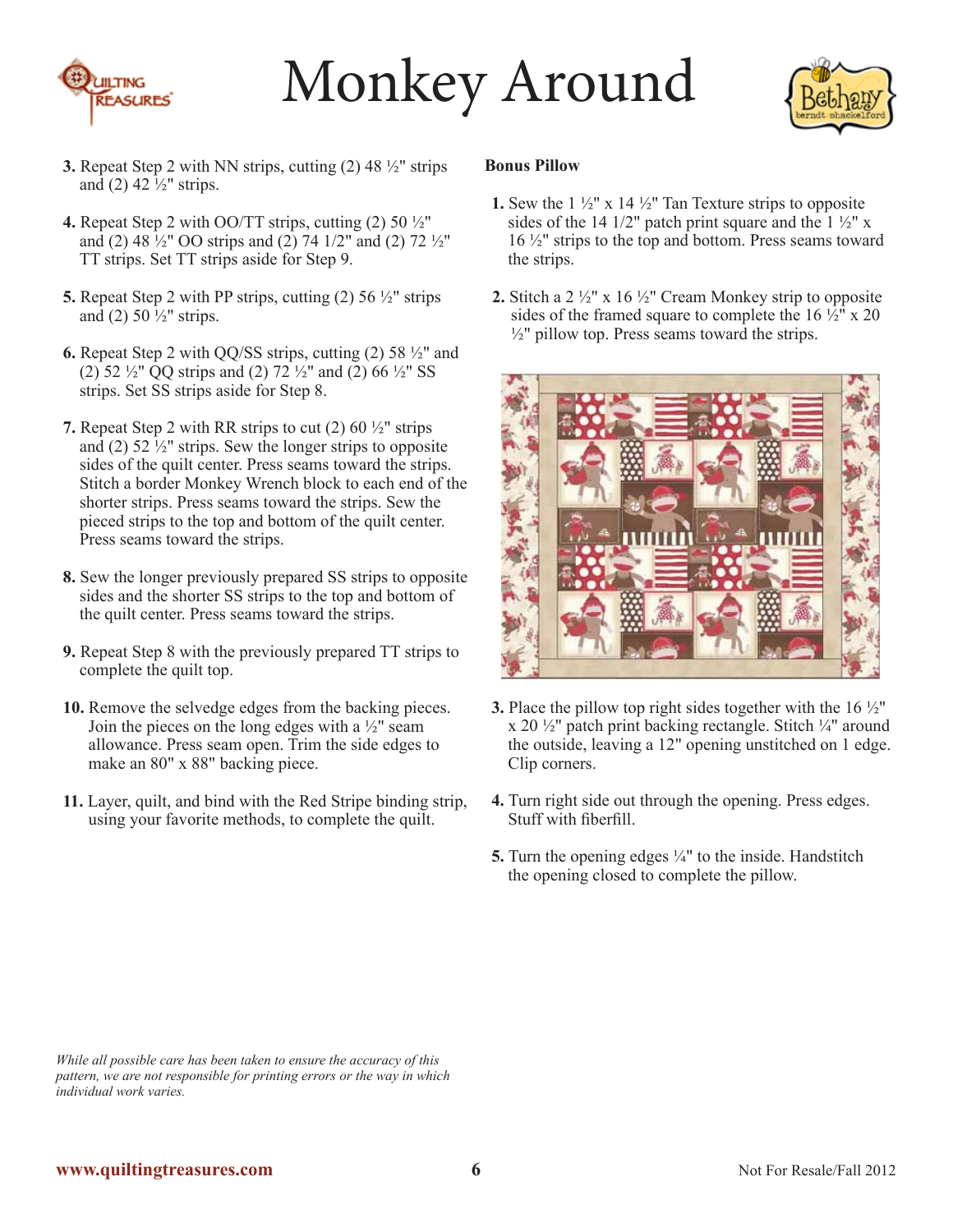# Monkey Around

3. Repeat Step 2 with NN strips, cutting (2) 48 ½" strips and (2) 42 ½" strips.

4. Repeat Step 2 with OO/TT strips, cutting (2) 50 ½" and (2) 48 ½" OO strips and (2) 74 1/2" and (2) 72 ½" TT strips. Set TT strips aside for Step 9.

5. Repeat Step 2 with PP strips, cutting (2) 56 ½" strips and (2) 50 ½" strips.

6. Repeat Step 2 with QQ/SS strips, cutting (2) 58 ½" and (2) 52 ½" QQ strips and (2) 72 ½" and (2) 66 ½" SS strips. Set SS strips aside for Step 8.

7. Repeat Step 2 with RR strips to cut (2) 60 ½" strips and (2) 52 ½" strips. Sew the longer strips to opposite sides of the quilt center. Press seams toward the strips. Stitch a border Monkey Wrench block to each end of the shorter strips. Press seams toward the strips. Sew the pieced strips to the top and bottom of the quilt center. Press seams toward the strips.

8. Sew the longer previously prepared SS strips to opposite sides and the shorter SS strips to the top and bottom of the quilt center. Press seams toward the strips.

9. Repeat Step 8 with the previously prepared TT strips to complete the quilt top.

10. Remove the selvedge edges from the backing pieces. Join the pieces on the long edges with a ½" seam allowance. Press seam open. Trim the side edges to make an 80" x 88" backing piece.

11. Layer, quilt, and bind with the Red Stripe binding strip, using your favorite methods, to complete the quilt.

**Bonus Pillow**

1. Sew the 1 ½" x 14 ½" Tan Texture strips to opposite sides of the 14 1/2" patch print square and the 1 ½" x 16 ½" strips to the top and bottom. Press seams toward the strips.

2. Stitch a 2 ½" x 16 ½" Cream Monkey strip to opposite sides of the framed square to complete the 16 ½" x 20 ½" pillow top. Press seams toward the strips.

3. Place the pillow top right sides together with the 16 ½" x 20 ½" patch print backing rectangle. Stitch ¼" around the outside, leaving a 12" opening unstitched on 1 edge. Clip corners.

4. Turn right side out through the opening. Press edges. Stuff with fiberfill.

5. Turn the opening edges ¼" to the inside. Handstitch the opening closed to complete the pillow.

*While all possible care has been taken to ensure the accuracy of this pattern, we are not responsible for printing errors or the way in which individual work varies.*

www.quiltingtreasures.com

Not For Resale/Fall 2012